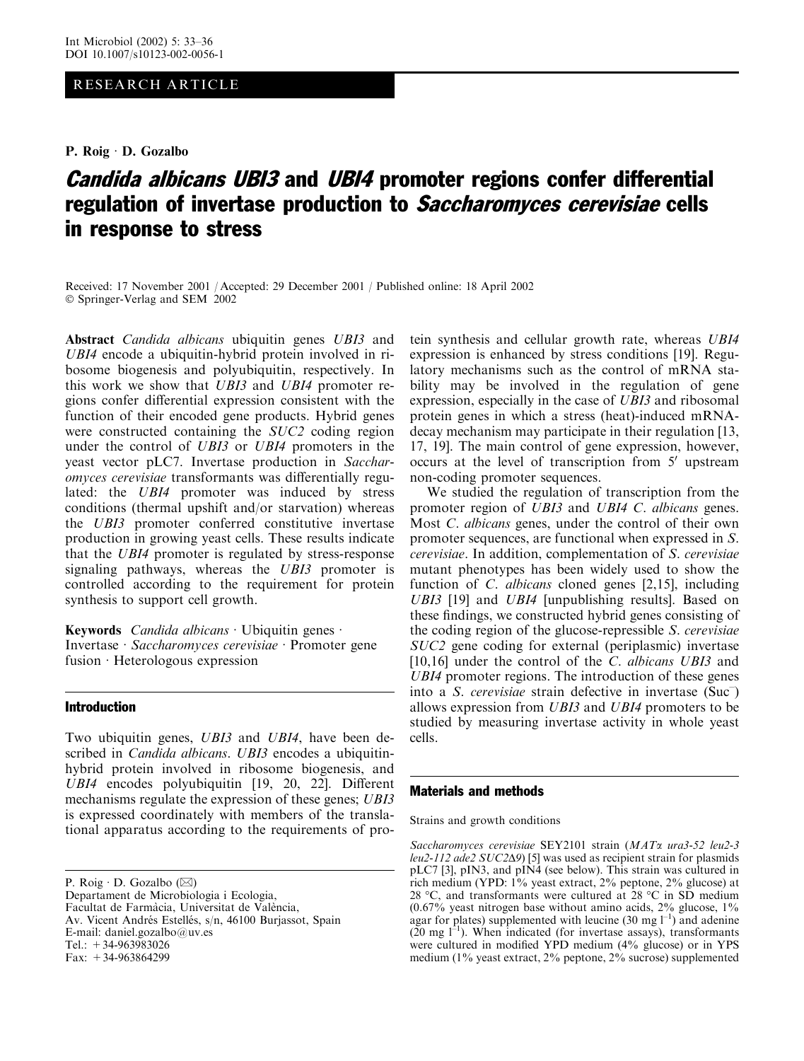RESEARCH ARTICLE

P. Roig · D. Gozalbo

# *Candida albicans UBI3* and *UBI4* promoter regions confer differential regulation of invertase production to *Saccharomyces cerevisiae* cells in response to stress

Received: 17 November 2001 / Accepted: 29 December 2001 / Published online: 18 April 2002
© Springer-Verlag and SEM 2002

**Abstract** *Candida albicans* ubiquitin genes *UBI3* and *UBI4* encode a ubiquitin-hybrid protein involved in ribosome biogenesis and polyubiquitin, respectively. In this work we show that *UBI3* and *UBI4* promoter regions confer differential expression consistent with the function of their encoded gene products. Hybrid genes were constructed containing the *SUC2* coding region under the control of *UBI3* or *UBI4* promoters in the yeast vector pLC7. Invertase production in *Saccharomyces cerevisiae* transformants was differentially regulated: the *UBI4* promoter was induced by stress conditions (thermal upshift and/or starvation) whereas the *UBI3* promoter conferred constitutive invertase production in growing yeast cells. These results indicate that the *UBI4* promoter is regulated by stress-response signaling pathways, whereas the *UBI3* promoter is controlled according to the requirement for protein synthesis to support cell growth.

**Keywords** *Candida albicans* · Ubiquitin genes · Invertase · *Saccharomyces cerevisiae* · Promoter gene fusion · Heterologous expression

## Introduction

Two ubiquitin genes, *UBI3* and *UBI4*, have been described in *Candida albicans*. *UBI3* encodes a ubiquitin-hybrid protein involved in ribosome biogenesis, and *UBI4* encodes polyubiquitin [19, 20, 22]. Different mechanisms regulate the expression of these genes; *UBI3* is expressed coordinately with members of the translational apparatus according to the requirements of protein synthesis and cellular growth rate, whereas *UBI4* expression is enhanced by stress conditions [19]. Regulatory mechanisms such as the control of mRNA stability may be involved in the regulation of gene expression, especially in the case of *UBI3* and ribosomal protein genes in which a stress (heat)-induced mRNA-decay mechanism may participate in their regulation [13, 17, 19]. The main control of gene expression, however, occurs at the level of transcription from 5′ upstream non-coding promoter sequences.

We studied the regulation of transcription from the promoter region of *UBI3* and *UBI4 C. albicans* genes. Most *C. albicans* genes, under the control of their own promoter sequences, are functional when expressed in *S. cerevisiae*. In addition, complementation of *S. cerevisiae* mutant phenotypes has been widely used to show the function of *C. albicans* cloned genes [2,15], including *UBI3* [19] and *UBI4* [unpublishing results]. Based on these findings, we constructed hybrid genes consisting of the coding region of the glucose-repressible *S. cerevisiae SUC2* gene coding for external (periplasmic) invertase [10,16] under the control of the *C. albicans UBI3* and *UBI4* promoter regions. The introduction of these genes into a *S. cerevisiae* strain defective in invertase ($Suc^{-}$) allows expression from *UBI3* and *UBI4* promoters to be studied by measuring invertase activity in whole yeast cells.

## Materials and methods

Strains and growth conditions

*Saccharomyces cerevisiae* SEY2101 strain (*MATα ura3-52 leu2-3 leu2-112 ade2 SUC2Δ9*) [5] was used as recipient strain for plasmids pLC7 [3], pIN3, and pIN4 (see below). This strain was cultured in rich medium (YPD: 1% yeast extract, 2% peptone, 2% glucose) at 28 °C, and transformants were cultured at 28 °C in SD medium (0.67% yeast nitrogen base without amino acids, 2% glucose, 1% agar for plates) supplemented with leucine (30 mg $l^{-1}$) and adenine (20 mg $l^{-1}$). When indicated (for invertase assays), transformants were cultured in modified YPD medium (4% glucose) or in YPS medium (1% yeast extract, 2% peptone, 2% sucrose) supplemented

P. Roig · D. Gozalbo (✉)
Departament de Microbiologia i Ecologia,
Facultat de Farmàcia, Universitat de València,
Av. Vicent Andrés Estellés, s/n, 46100 Burjassot, Spain
E-mail: daniel.gozalbo@uv.es
Tel.: +34-963983026
Fax: +34-963864299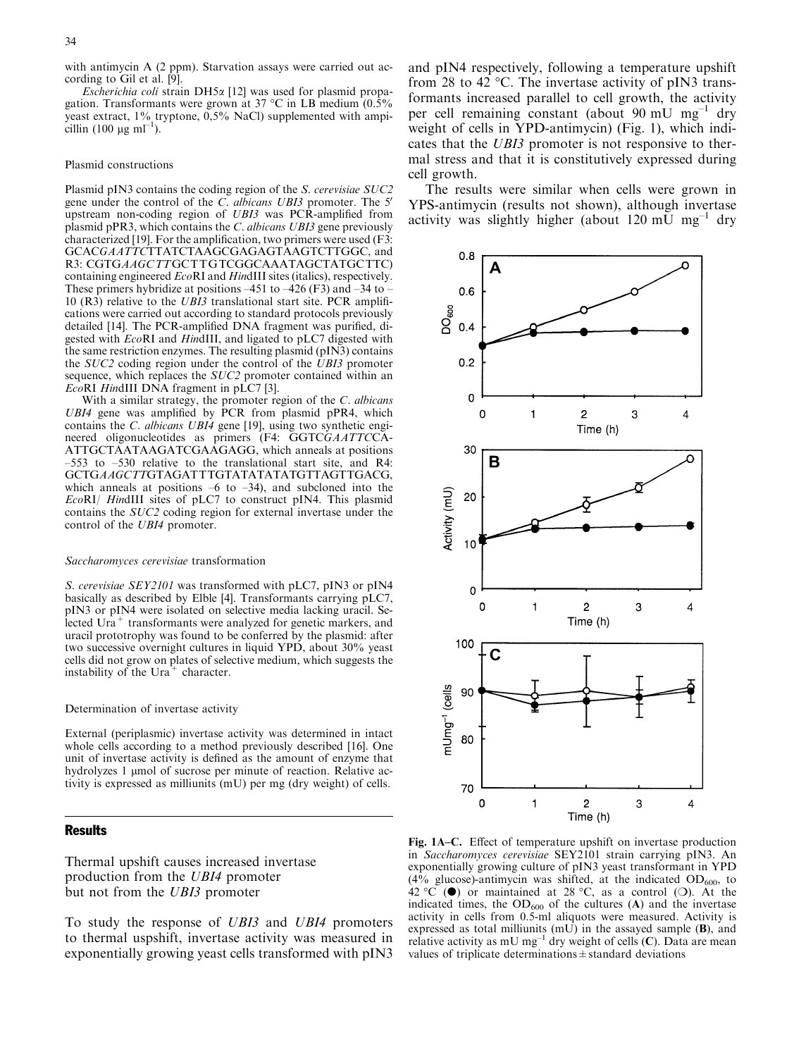with antimycin A (2 ppm). Starvation assays were carried out according to Gil et al. [9].

*Escherichia coli* strain DH5α [12] was used for plasmid propagation. Transformants were grown at 37 °C in LB medium (0.5% yeast extract, 1% tryptone, 0,5% NaCl) supplemented with ampicillin (100 μg ml$^{-1}$).

### Plasmid constructions

Plasmid pIN3 contains the coding region of the *S. cerevisiae SUC2* gene under the control of the *C. albicans UBI3* promoter. The 5′ upstream non-coding region of *UBI3* was PCR-amplified from plasmid pPR3, which contains the *C. albicans UBI3* gene previously characterized [19]. For the amplification, two primers were used (F3: GCAC*GAATTC*TTATCTAAGCGAGAGTAAGTCTTGGC, and R3: CGTG*AAGCTT*GCTTGTCGGCAAATAGCTATGCTTC) containing engineered *Eco*RI and *Hin*dIII sites (italics), respectively. These primers hybridize at positions –451 to –426 (F3) and –34 to –10 (R3) relative to the *UBI3* translational start site. PCR amplifications were carried out according to standard protocols previously detailed [14]. The PCR-amplified DNA fragment was purified, digested with *Eco*RI and *Hin*dIII, and ligated to pLC7 digested with the same restriction enzymes. The resulting plasmid (pIN3) contains the *SUC2* coding region under the control of the *UBI3* promoter sequence, which replaces the *SUC2* promoter contained within an *Eco*RI *Hin*dIII DNA fragment in pLC7 [3].

With a similar strategy, the promoter region of the *C. albicans UBI4* gene was amplified by PCR from plasmid pPR4, which contains the *C. albicans UBI4* gene [19], using two synthetic engineered oligonucleotides as primers (F4: GGTC*GAATTC*CA-ATTGCTAATAAGATCGAAGAGG, which anneals at positions –553 to –530 relative to the translational start site, and R4: GCTG*AAGCTT*GTAGATTTGTATATATATGTTAGTTGACG, which anneals at positions –6 to –34), and subcloned into the *Eco*RI/ *Hin*dIII sites of pLC7 to construct pIN4. This plasmid contains the *SUC2* coding region for external invertase under the control of the *UBI4* promoter.

### *Saccharomyces cerevisiae* transformation

*S. cerevisiae SEY2101* was transformed with pLC7, pIN3 or pIN4 basically as described by Elble [4]. Transformants carrying pLC7, pIN3 or pIN4 were isolated on selective media lacking uracil. Selected Ura$^{+}$ transformants were analyzed for genetic markers, and uracil prototrophy was found to be conferred by the plasmid: after two successive overnight cultures in liquid YPD, about 30% yeast cells did not grow on plates of selective medium, which suggests the instability of the Ura$^{+}$ character.

### Determination of invertase activity

External (periplasmic) invertase activity was determined in intact whole cells according to a method previously described [16]. One unit of invertase activity is defined as the amount of enzyme that hydrolyzes 1 μmol of sucrose per minute of reaction. Relative activity is expressed as milliunits (mU) per mg (dry weight) of cells.

## Results

### Thermal upshift causes increased invertase production from the *UBI4* promoter but not from the *UBI3* promoter

To study the response of *UBI3* and *UBI4* promoters to thermal uspshift, invertase activity was measured in exponentially growing yeast cells transformed with pIN3 and pIN4 respectively, following a temperature upshift from 28 to 42 °C. The invertase activity of pIN3 transformants increased parallel to cell growth, the activity per cell remaining constant (about 90 mU mg$^{-1}$ dry weight of cells in YPD-antimycin) (Fig. 1), which indicates that the *UBI3* promoter is not responsive to thermal stress and that it is constitutively expressed during cell growth.

The results were similar when cells were grown in YPS-antimycin (results not shown), although invertase activity was slightly higher (about 120 mU mg$^{-1}$ dry

**Fig. 1A–C.** Effect of temperature upshift on invertase production in *Saccharomyces cerevisiae* SEY2101 strain carrying pIN3. An exponentially growing culture of pIN3 yeast transformant in YPD (4% glucose)-antimycin was shifted, at the indicated $OD_{600}$, to 42 °C (●) or maintained at 28 °C, as a control (○). At the indicated times, the $OD_{600}$ of the cultures (**A**) and the invertase activity in cells from 0.5-ml aliquots were measured. Activity is expressed as total milliunits (mU) in the assayed sample (**B**), and relative activity as mU mg$^{-1}$ dry weight of cells (**C**). Data are mean values of triplicate determinations ± standard deviations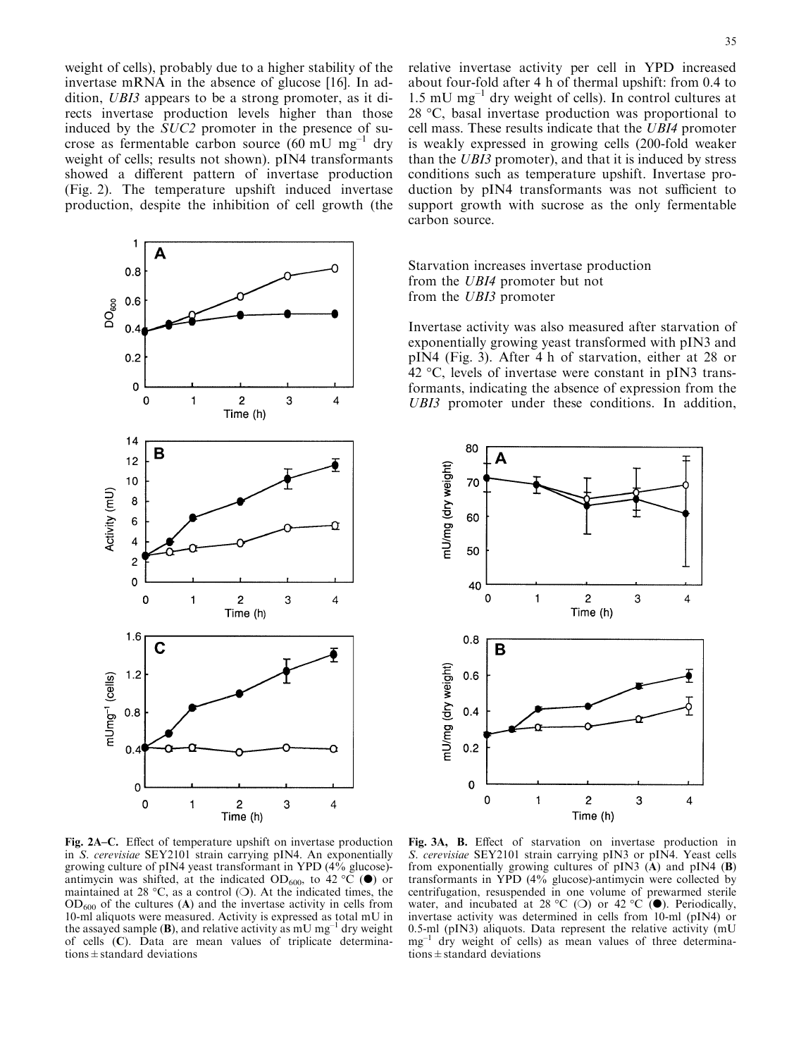weight of cells), probably due to a higher stability of the invertase mRNA in the absence of glucose [16]. In addition, *UBI3* appears to be a strong promoter, as it directs invertase production levels higher than those induced by the *SUC2* promoter in the presence of sucrose as fermentable carbon source (60 mU $mg^{-1}$ dry weight of cells; results not shown). pIN4 transformants showed a different pattern of invertase production (Fig. 2). The temperature upshift induced invertase production, despite the inhibition of cell growth (the relative invertase activity per cell in YPD increased about four-fold after 4 h of thermal upshift: from 0.4 to 1.5 mU $mg^{-1}$ dry weight of cells). In control cultures at 28 °C, basal invertase production was proportional to cell mass. These results indicate that the *UBI4* promoter is weakly expressed in growing cells (200-fold weaker than the *UBI3* promoter), and that it is induced by stress conditions such as temperature upshift. Invertase production by pIN4 transformants was not sufficient to support growth with sucrose as the only fermentable carbon source.

**Fig. 2A–C.** Effect of temperature upshift on invertase production in *S. cerevisiae* SEY2101 strain carrying pIN4. An exponentially growing culture of pIN4 yeast transformant in YPD (4% glucose)-antimycin was shifted, at the indicated $OD_{600}$, to 42 °C (●) or maintained at 28 °C, as a control (○). At the indicated times, the $OD_{600}$ of the cultures (**A**) and the invertase activity in cells from 10-ml aliquots were measured. Activity is expressed as total mU in the assayed sample (**B**), and relative activity as mU $mg^{-1}$ dry weight of cells (**C**). Data are mean values of triplicate determinations ± standard deviations

## Starvation increases invertase production from the *UBI4* promoter but not from the *UBI3* promoter

Invertase activity was also measured after starvation of exponentially growing yeast transformed with pIN3 and pIN4 (Fig. 3). After 4 h of starvation, either at 28 or 42 °C, levels of invertase were constant in pIN3 transformants, indicating the absence of expression from the *UBI3* promoter under these conditions. In addition,

**Fig. 3A, B.** Effect of starvation on invertase production in *S. cerevisiae* SEY2101 strain carrying pIN3 or pIN4. Yeast cells from exponentially growing cultures of pIN3 (**A**) and pIN4 (**B**) transformants in YPD (4% glucose)-antimycin were collected by centrifugation, resuspended in one volume of prewarmed sterile water, and incubated at 28 °C (○) or 42 °C (●). Periodically, invertase activity was determined in cells from 10-ml (pIN4) or 0.5-ml (pIN3) aliquots. Data represent the relative activity (mU $mg^{-1}$ dry weight of cells) as mean values of three determinations ± standard deviations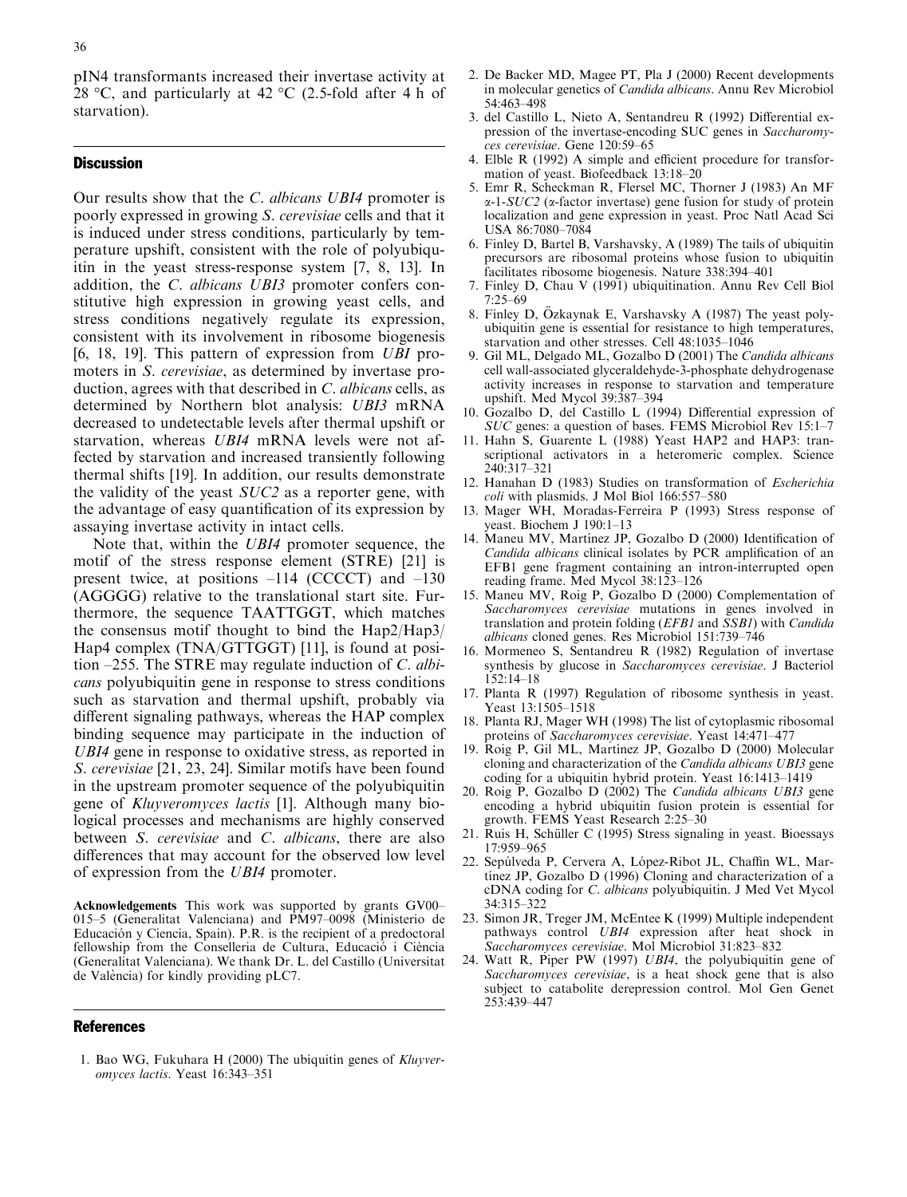pIN4 transformants increased their invertase activity at 28 °C, and particularly at 42 °C (2.5-fold after 4 h of starvation).

## Discussion

Our results show that the *C. albicans UBI4* promoter is poorly expressed in growing *S. cerevisiae* cells and that it is induced under stress conditions, particularly by temperature upshift, consistent with the role of polyubiquitin in the yeast stress-response system [7, 8, 13]. In addition, the *C. albicans UBI3* promoter confers constitutive high expression in growing yeast cells, and stress conditions negatively regulate its expression, consistent with its involvement in ribosome biogenesis [6, 18, 19]. This pattern of expression from *UBI* promoters in *S. cerevisiae*, as determined by invertase production, agrees with that described in *C. albicans* cells, as determined by Northern blot analysis: *UBI3* mRNA decreased to undetectable levels after thermal upshift or starvation, whereas *UBI4* mRNA levels were not affected by starvation and increased transiently following thermal shifts [19]. In addition, our results demonstrate the validity of the yeast *SUC2* as a reporter gene, with the advantage of easy quantification of its expression by assaying invertase activity in intact cells.

Note that, within the *UBI4* promoter sequence, the motif of the stress response element (STRE) [21] is present twice, at positions –114 (CCCCT) and –130 (AGGGG) relative to the translational start site. Furthermore, the sequence TAATTGGT, which matches the consensus motif thought to bind the Hap2/Hap3/Hap4 complex (TNA/GTTGGT) [11], is found at position –255. The STRE may regulate induction of *C. albicans* polyubiquitin gene in response to stress conditions such as starvation and thermal upshift, probably via different signaling pathways, whereas the HAP complex binding sequence may participate in the induction of *UBI4* gene in response to oxidative stress, as reported in *S. cerevisiae* [21, 23, 24]. Similar motifs have been found in the upstream promoter sequence of the polyubiquitin gene of *Kluyveromyces lactis* [1]. Although many biological processes and mechanisms are highly conserved between *S. cerevisiae* and *C. albicans*, there are also differences that may account for the observed low level of expression from the *UBI4* promoter.

**Acknowledgements** This work was supported by grants GV00–015–5 (Generalitat Valenciana) and PM97–0098 (Ministerio de Educación y Ciencia, Spain). P.R. is the recipient of a predoctoral fellowship from the Conselleria de Cultura, Educació i Ciència (Generalitat Valenciana). We thank Dr. L. del Castillo (Universitat de València) for kindly providing pLC7.

## References

1. Bao WG, Fukuhara H (2000) The ubiquitin genes of *Kluyveromyces lactis*. Yeast 16:343–351
2. De Backer MD, Magee PT, Pla J (2000) Recent developments in molecular genetics of *Candida albicans*. Annu Rev Microbiol 54:463–498
3. del Castillo L, Nieto A, Sentandreu R (1992) Differential expression of the invertase-encoding SUC genes in *Saccharomyces cerevisiae*. Gene 120:59–65
4. Elble R (1992) A simple and efficient procedure for transformation of yeast. Biofeedback 13:18–20
5. Emr R, Scheckman R, Flersel MC, Thorner J (1983) An MF α-1-*SUC2* (α-factor invertase) gene fusion for study of protein localization and gene expression in yeast. Proc Natl Acad Sci USA 86:7080–7084
6. Finley D, Bartel B, Varshavsky, A (1989) The tails of ubiquitin precursors are ribosomal proteins whose fusion to ubiquitin facilitates ribosome biogenesis. Nature 338:394–401
7. Finley D, Chau V (1991) ubiquitination. Annu Rev Cell Biol 7:25–69
8. Finley D, Özkaynak E, Varshavsky A (1987) The yeast polyubiquitin gene is essential for resistance to high temperatures, starvation and other stresses. Cell 48:1035–1046
9. Gil ML, Delgado ML, Gozalbo D (2001) The *Candida albicans* cell wall-associated glyceraldehyde-3-phosphate dehydrogenase activity increases in response to starvation and temperature upshift. Med Mycol 39:387–394
10. Gozalbo D, del Castillo L (1994) Differential expression of *SUC* genes: a question of bases. FEMS Microbiol Rev 15:1–7
11. Hahn S, Guarente L (1988) Yeast HAP2 and HAP3: transcriptional activators in a heteromeric complex. Science 240:317–321
12. Hanahan D (1983) Studies on transformation of *Escherichia coli* with plasmids. J Mol Biol 166:557–580
13. Mager WH, Moradas-Ferreira P (1993) Stress response of yeast. Biochem J 190:1–13
14. Maneu MV, Martínez JP, Gozalbo D (2000) Identification of *Candida albicans* clinical isolates by PCR amplification of an EFB1 gene fragment containing an intron-interrupted open reading frame. Med Mycol 38:123–126
15. Maneu MV, Roig P, Gozalbo D (2000) Complementation of *Saccharomyces cerevisiae* mutations in genes involved in translation and protein folding (*EFB1* and *SSB1*) with *Candida albicans* cloned genes. Res Microbiol 151:739–746
16. Mormeneo S, Sentandreu R (1982) Regulation of invertase synthesis by glucose in *Saccharomyces cerevisiae*. J Bacteriol 152:14–18
17. Planta R (1997) Regulation of ribosome synthesis in yeast. Yeast 13:1505–1518
18. Planta RJ, Mager WH (1998) The list of cytoplasmic ribosomal proteins of *Saccharomyces cerevisiae*. Yeast 14:471–477
19. Roig P, Gil ML, Martínez JP, Gozalbo D (2000) Molecular cloning and characterization of the *Candida albicans UBI3* gene coding for a ubiquitin hybrid protein. Yeast 16:1413–1419
20. Roig P, Gozalbo D (2002) The *Candida albicans UBI3* gene encoding a hybrid ubiquitin fusion protein is essential for growth. FEMS Yeast Research 2:25–30
21. Ruis H, Schüller C (1995) Stress signaling in yeast. Bioessays 17:959–965
22. Sepúlveda P, Cervera A, López-Ribot JL, Chaffin WL, Martínez JP, Gozalbo D (1996) Cloning and characterization of a cDNA coding for *C. albicans* polyubiquitin. J Med Vet Mycol 34:315–322
23. Simon JR, Treger JM, McEntee K (1999) Multiple independent pathways control *UBI4* expression after heat shock in *Saccharomyces cerevisiae*. Mol Microbiol 31:823–832
24. Watt R, Piper PW (1997) *UBI4*, the polyubiquitin gene of *Saccharomyces cerevisiae*, is a heat shock gene that is also subject to catabolite derepression control. Mol Gen Genet 253:439–447